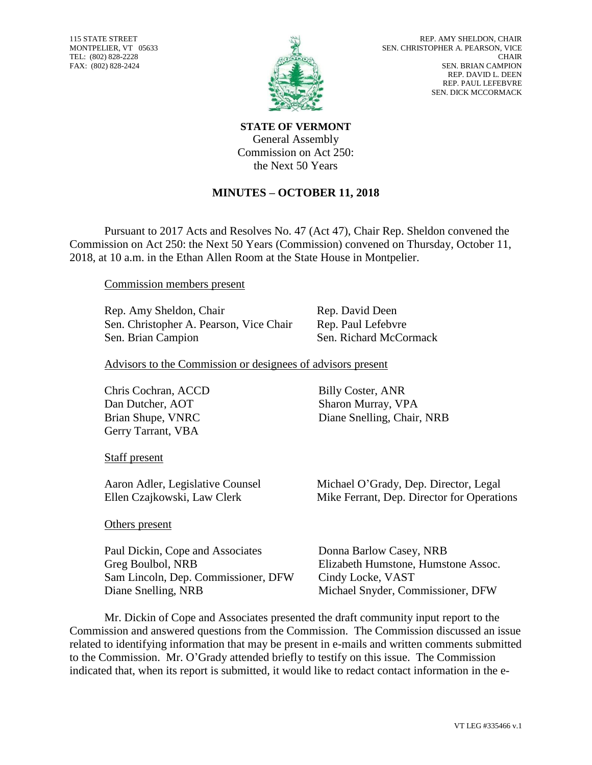115 STATE STREET
MONTPELIER, VT 05633
TEL: (802) 828-2228
FAX: (802) 828-2424

REP. AMY SHELDON, CHAIR
SEN. CHRISTOPHER A. PEARSON, VICE CHAIR
SEN. BRIAN CAMPION
REP. DAVID L. DEEN
REP. PAUL LEFEBVRE
SEN. DICK MCCORMACK

**STATE OF VERMONT**
General Assembly
Commission on Act 250:
the Next 50 Years

## MINUTES – OCTOBER 11, 2018

Pursuant to 2017 Acts and Resolves No. 47 (Act 47), Chair Rep. Sheldon convened the Commission on Act 250: the Next 50 Years (Commission) convened on Thursday, October 11, 2018, at 10 a.m. in the Ethan Allen Room at the State House in Montpelier.

Commission members present

Rep. Amy Sheldon, Chair
Sen. Christopher A. Pearson, Vice Chair
Sen. Brian Campion
Rep. David Deen
Rep. Paul Lefebvre
Sen. Richard McCormack

Advisors to the Commission or designees of advisors present

Chris Cochran, ACCD
Dan Dutcher, AOT
Brian Shupe, VNRC
Gerry Tarrant, VBA
Billy Coster, ANR
Sharon Murray, VPA
Diane Snelling, Chair, NRB

Staff present

Aaron Adler, Legislative Counsel
Ellen Czajkowski, Law Clerk
Michael O'Grady, Dep. Director, Legal
Mike Ferrant, Dep. Director for Operations

Others present

Paul Dickin, Cope and Associates
Greg Boulbol, NRB
Sam Lincoln, Dep. Commissioner, DFW
Diane Snelling, NRB
Donna Barlow Casey, NRB
Elizabeth Humstone, Humstone Assoc.
Cindy Locke, VAST
Michael Snyder, Commissioner, DFW

Mr. Dickin of Cope and Associates presented the draft community input report to the Commission and answered questions from the Commission. The Commission discussed an issue related to identifying information that may be present in e-mails and written comments submitted to the Commission. Mr. O'Grady attended briefly to testify on this issue. The Commission indicated that, when its report is submitted, it would like to redact contact information in the e-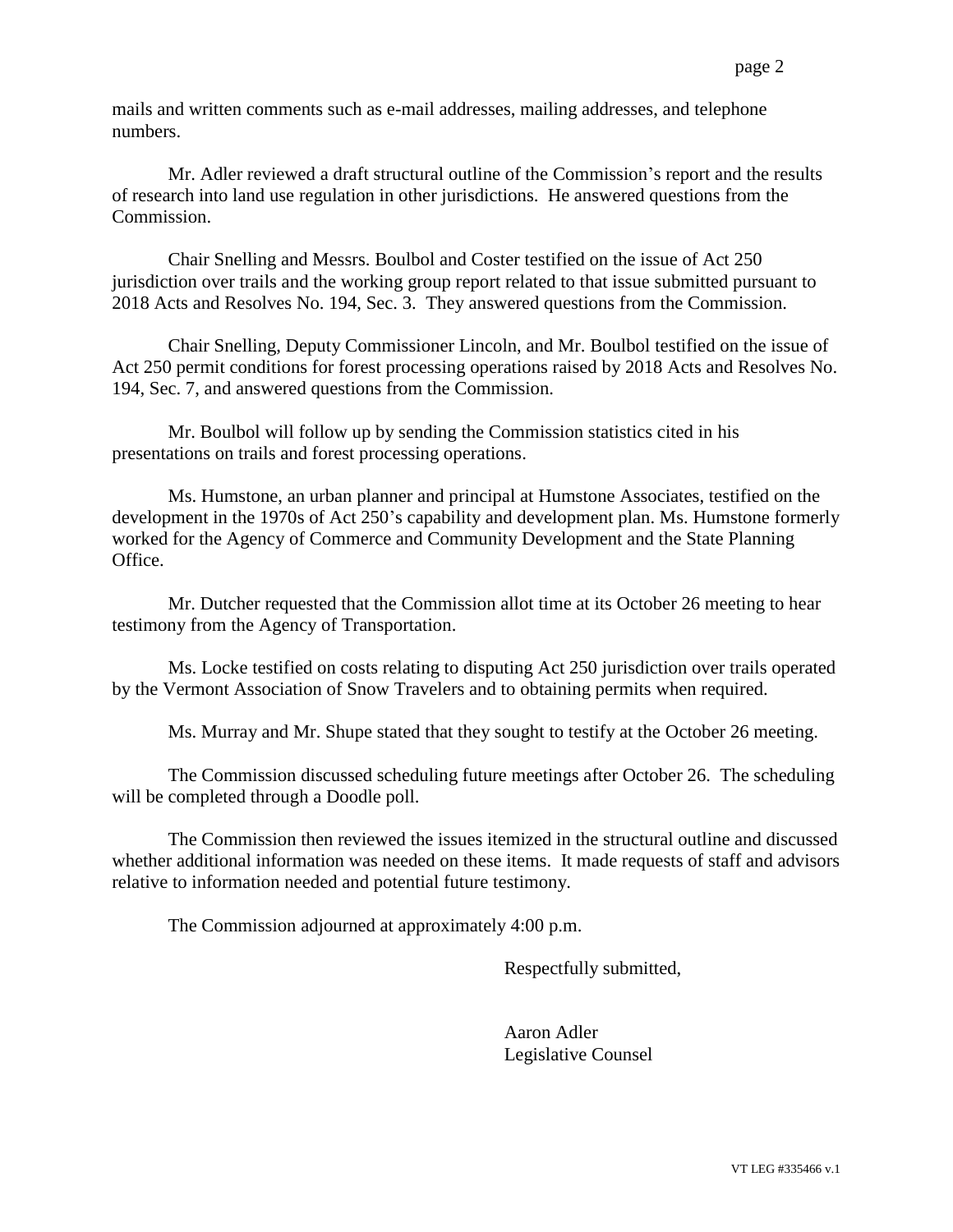mails and written comments such as e-mail addresses, mailing addresses, and telephone numbers.

Mr. Adler reviewed a draft structural outline of the Commission's report and the results of research into land use regulation in other jurisdictions. He answered questions from the Commission.

Chair Snelling and Messrs. Boulbol and Coster testified on the issue of Act 250 jurisdiction over trails and the working group report related to that issue submitted pursuant to 2018 Acts and Resolves No. 194, Sec. 3. They answered questions from the Commission.

Chair Snelling, Deputy Commissioner Lincoln, and Mr. Boulbol testified on the issue of Act 250 permit conditions for forest processing operations raised by 2018 Acts and Resolves No. 194, Sec. 7, and answered questions from the Commission.

Mr. Boulbol will follow up by sending the Commission statistics cited in his presentations on trails and forest processing operations.

Ms. Humstone, an urban planner and principal at Humstone Associates, testified on the development in the 1970s of Act 250's capability and development plan. Ms. Humstone formerly worked for the Agency of Commerce and Community Development and the State Planning Office.

Mr. Dutcher requested that the Commission allot time at its October 26 meeting to hear testimony from the Agency of Transportation.

Ms. Locke testified on costs relating to disputing Act 250 jurisdiction over trails operated by the Vermont Association of Snow Travelers and to obtaining permits when required.

Ms. Murray and Mr. Shupe stated that they sought to testify at the October 26 meeting.

The Commission discussed scheduling future meetings after October 26. The scheduling will be completed through a Doodle poll.

The Commission then reviewed the issues itemized in the structural outline and discussed whether additional information was needed on these items. It made requests of staff and advisors relative to information needed and potential future testimony.

The Commission adjourned at approximately 4:00 p.m.

Respectfully submitted,

Aaron Adler
Legislative Counsel

VT LEG #335466 v.1